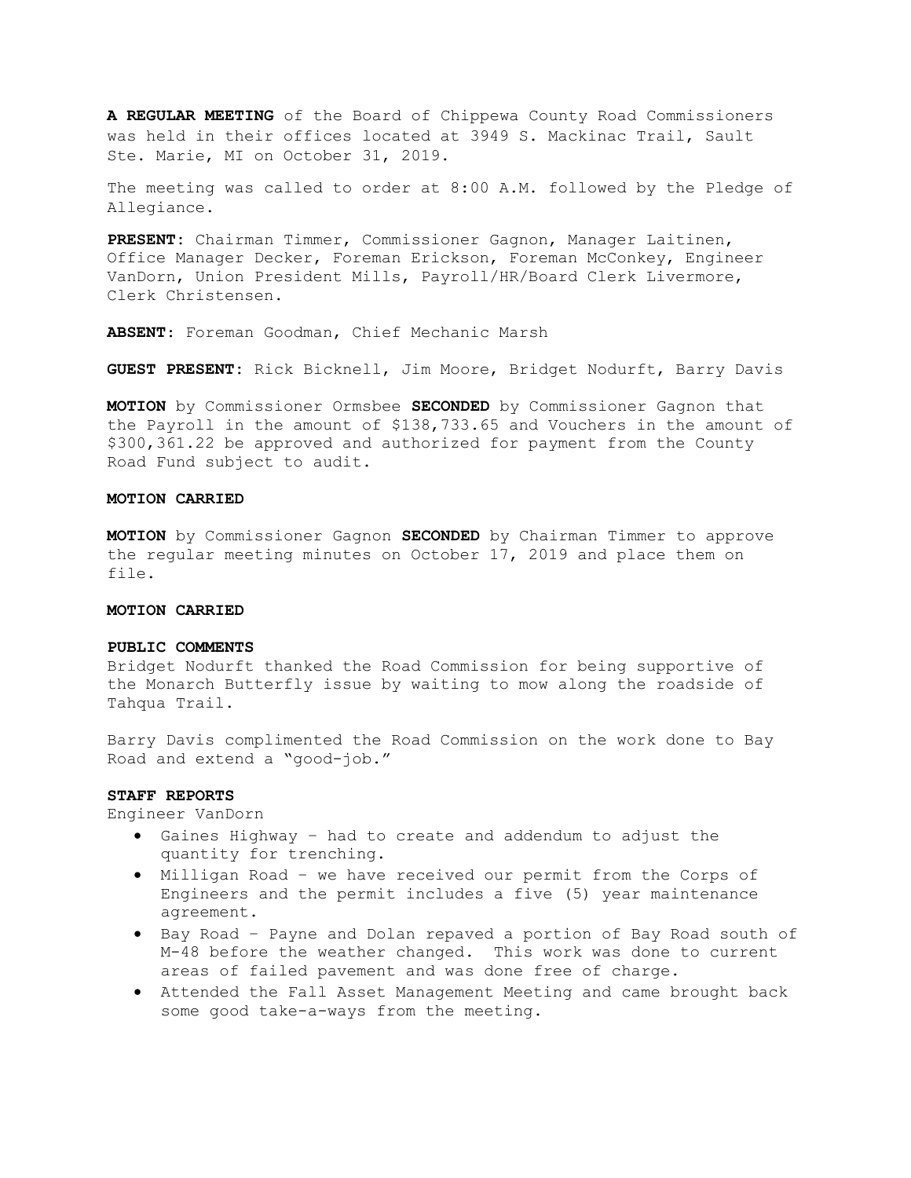**A REGULAR MEETING** of the Board of Chippewa County Road Commissioners was held in their offices located at 3949 S. Mackinac Trail, Sault Ste. Marie, MI on October 31, 2019.

The meeting was called to order at 8:00 A.M. followed by the Pledge of Allegiance.

**PRESENT**: Chairman Timmer, Commissioner Gagnon, Manager Laitinen, Office Manager Decker, Foreman Erickson, Foreman McConkey, Engineer VanDorn, Union President Mills, Payroll/HR/Board Clerk Livermore, Clerk Christensen.

**ABSENT**: Foreman Goodman, Chief Mechanic Marsh

**GUEST PRESENT**: Rick Bicknell, Jim Moore, Bridget Nodurft, Barry Davis

**MOTION** by Commissioner Ormsbee **SECONDED** by Commissioner Gagnon that the Payroll in the amount of $138,733.65 and Vouchers in the amount of $300,361.22 be approved and authorized for payment from the County Road Fund subject to audit.

**MOTION CARRIED**

**MOTION** by Commissioner Gagnon **SECONDED** by Chairman Timmer to approve the regular meeting minutes on October 17, 2019 and place them on file.

**MOTION CARRIED**

**PUBLIC COMMENTS**

Bridget Nodurft thanked the Road Commission for being supportive of the Monarch Butterfly issue by waiting to mow along the roadside of Tahqua Trail.

Barry Davis complimented the Road Commission on the work done to Bay Road and extend a "good-job."

**STAFF REPORTS**

Engineer VanDorn

- Gaines Highway – had to create and addendum to adjust the quantity for trenching.
- Milligan Road – we have received our permit from the Corps of Engineers and the permit includes a five (5) year maintenance agreement.
- Bay Road – Payne and Dolan repaved a portion of Bay Road south of M-48 before the weather changed. This work was done to current areas of failed pavement and was done free of charge.
- Attended the Fall Asset Management Meeting and came brought back some good take-a-ways from the meeting.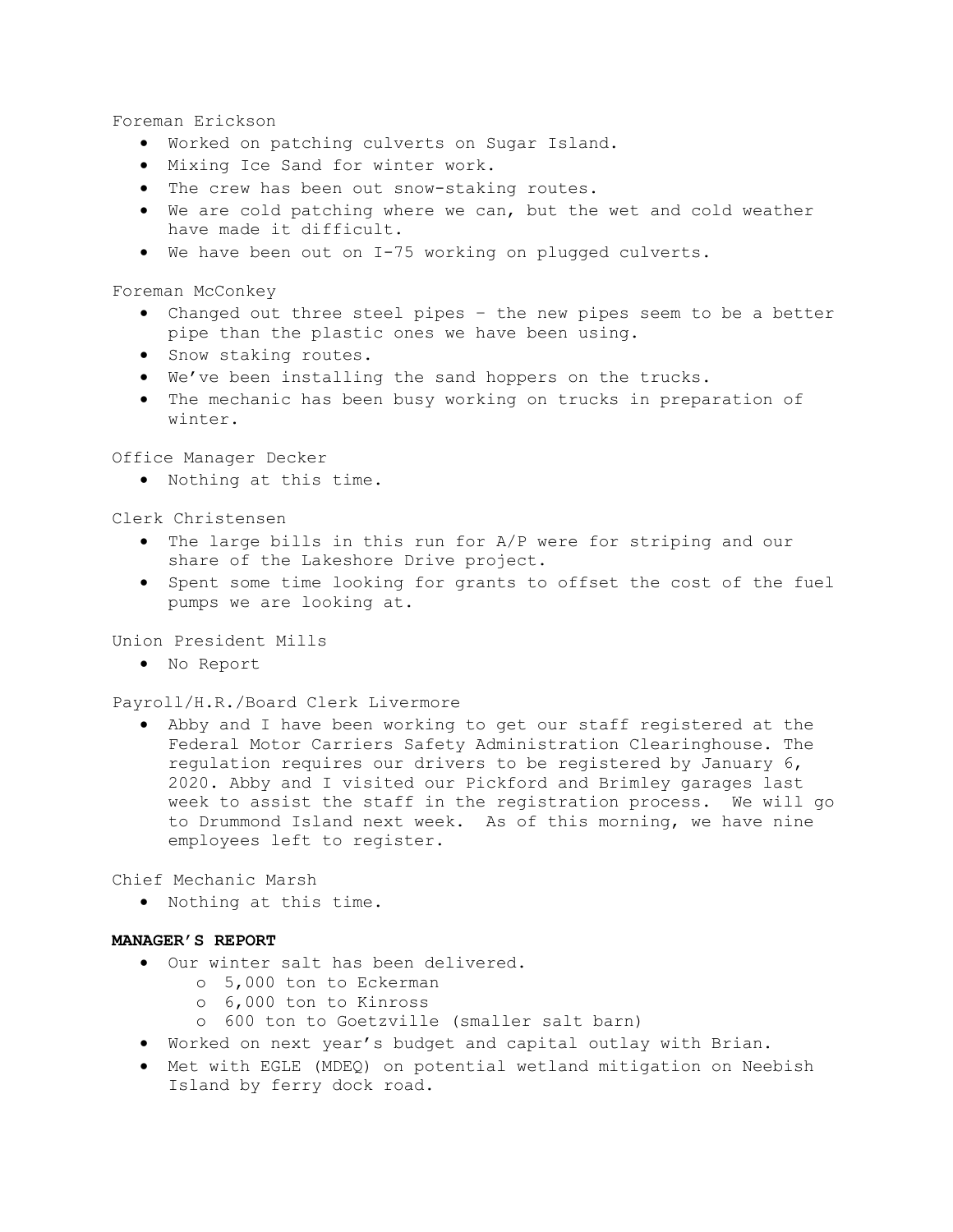Foreman Erickson

- Worked on patching culverts on Sugar Island.
- Mixing Ice Sand for winter work.
- The crew has been out snow-staking routes.
- We are cold patching where we can, but the wet and cold weather have made it difficult.
- We have been out on I-75 working on plugged culverts.

Foreman McConkey

- Changed out three steel pipes – the new pipes seem to be a better pipe than the plastic ones we have been using.
- Snow staking routes.
- We've been installing the sand hoppers on the trucks.
- The mechanic has been busy working on trucks in preparation of winter.

Office Manager Decker

- Nothing at this time.

Clerk Christensen

- The large bills in this run for A/P were for striping and our share of the Lakeshore Drive project.
- Spent some time looking for grants to offset the cost of the fuel pumps we are looking at.

Union President Mills

- No Report

Payroll/H.R./Board Clerk Livermore

- Abby and I have been working to get our staff registered at the Federal Motor Carriers Safety Administration Clearinghouse. The regulation requires our drivers to be registered by January 6, 2020. Abby and I visited our Pickford and Brimley garages last week to assist the staff in the registration process. We will go to Drummond Island next week. As of this morning, we have nine employees left to register.

Chief Mechanic Marsh

- Nothing at this time.

**MANAGER'S REPORT**

- Our winter salt has been delivered.
  - 5,000 ton to Eckerman
  - 6,000 ton to Kinross
  - 600 ton to Goetzville (smaller salt barn)
- Worked on next year's budget and capital outlay with Brian.
- Met with EGLE (MDEQ) on potential wetland mitigation on Neebish Island by ferry dock road.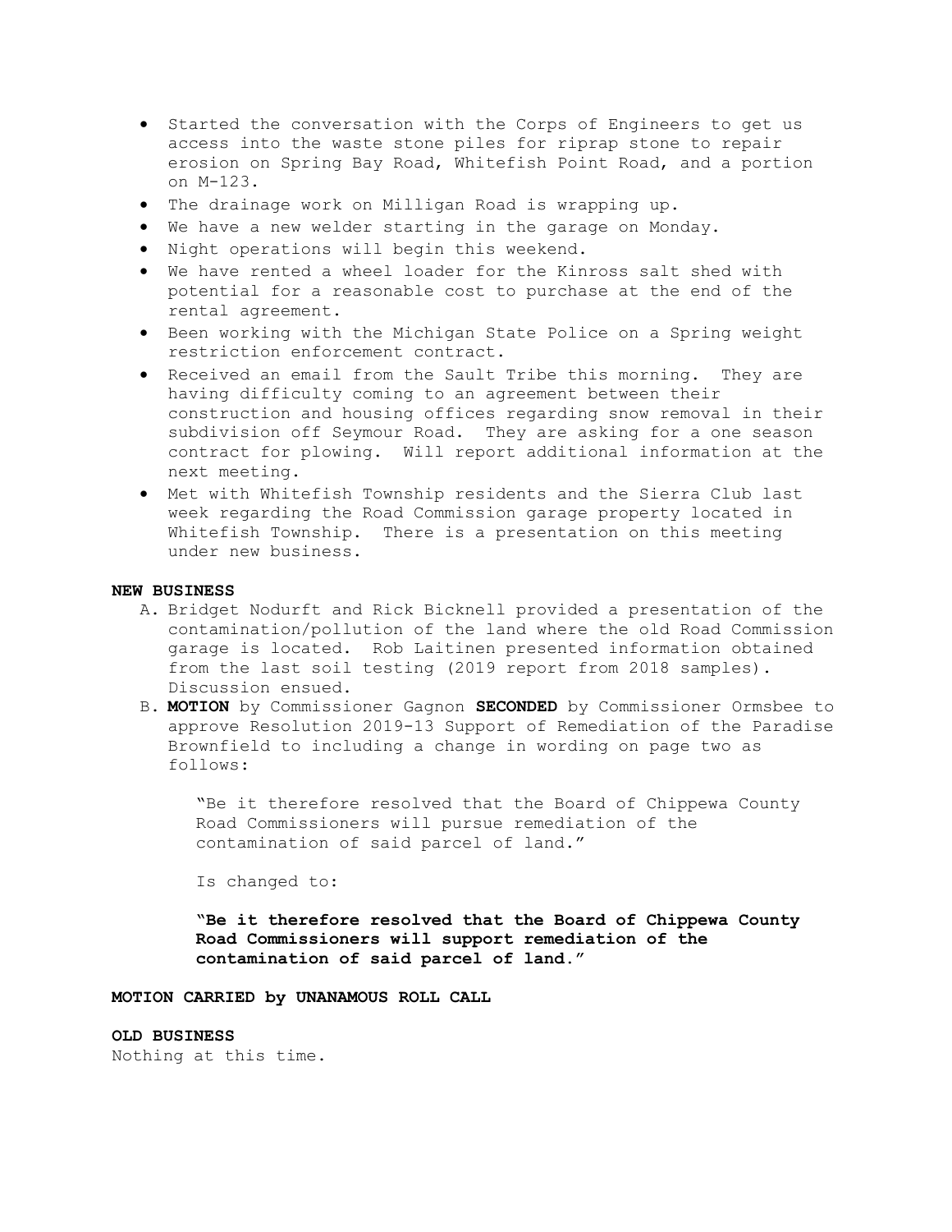- Started the conversation with the Corps of Engineers to get us access into the waste stone piles for riprap stone to repair erosion on Spring Bay Road, Whitefish Point Road, and a portion on M-123.
- The drainage work on Milligan Road is wrapping up.
- We have a new welder starting in the garage on Monday.
- Night operations will begin this weekend.
- We have rented a wheel loader for the Kinross salt shed with potential for a reasonable cost to purchase at the end of the rental agreement.
- Been working with the Michigan State Police on a Spring weight restriction enforcement contract.
- Received an email from the Sault Tribe this morning. They are having difficulty coming to an agreement between their construction and housing offices regarding snow removal in their subdivision off Seymour Road. They are asking for a one season contract for plowing. Will report additional information at the next meeting.
- Met with Whitefish Township residents and the Sierra Club last week regarding the Road Commission garage property located in Whitefish Township. There is a presentation on this meeting under new business.

**NEW BUSINESS**

A. Bridget Nodurft and Rick Bicknell provided a presentation of the contamination/pollution of the land where the old Road Commission garage is located. Rob Laitinen presented information obtained from the last soil testing (2019 report from 2018 samples). Discussion ensued.

B. **MOTION** by Commissioner Gagnon **SECONDED** by Commissioner Ormsbee to approve Resolution 2019-13 Support of Remediation of the Paradise Brownfield to including a change in wording on page two as follows:

   "Be it therefore resolved that the Board of Chippewa County Road Commissioners will pursue remediation of the contamination of said parcel of land."

   Is changed to:

   **"Be it therefore resolved that the Board of Chippewa County Road Commissioners will support remediation of the contamination of said parcel of land."**

**MOTION CARRIED by UNANAMOUS ROLL CALL**

**OLD BUSINESS**

Nothing at this time.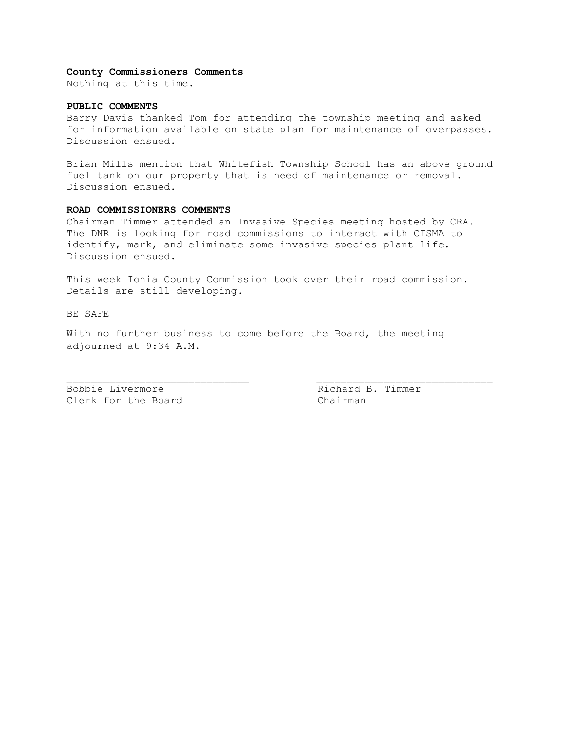**County Commissioners Comments**
Nothing at this time.

**PUBLIC COMMENTS**
Barry Davis thanked Tom for attending the township meeting and asked for information available on state plan for maintenance of overpasses. Discussion ensued.

Brian Mills mention that Whitefish Township School has an above ground fuel tank on our property that is need of maintenance or removal. Discussion ensued.

**ROAD COMMISSIONERS COMMENTS**
Chairman Timmer attended an Invasive Species meeting hosted by CRA. The DNR is looking for road commissions to interact with CISMA to identify, mark, and eliminate some invasive species plant life. Discussion ensued.

This week Ionia County Commission took over their road commission. Details are still developing.

BE SAFE

With no further business to come before the Board, the meeting adjourned at 9:34 A.M.

| | |
|---|---|
| ______________________________ | ______________________________ |
| Bobbie Livermore | Richard B. Timmer |
| Clerk for the Board | Chairman |